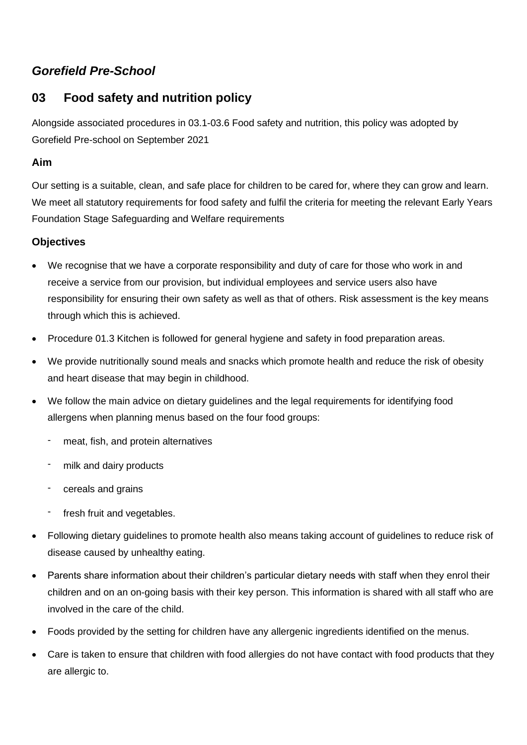## *Gorefield Pre-School*

## 03 Food safety and nutrition policy

Alongside associated procedures in 03.1-03.6 Food safety and nutrition, this policy was adopted by Gorefield Pre-school on September 2021

### Aim

Our setting is a suitable, clean, and safe place for children to be cared for, where they can grow and learn. We meet all statutory requirements for food safety and fulfil the criteria for meeting the relevant Early Years Foundation Stage Safeguarding and Welfare requirements

### Objectives

- We recognise that we have a corporate responsibility and duty of care for those who work in and receive a service from our provision, but individual employees and service users also have responsibility for ensuring their own safety as well as that of others. Risk assessment is the key means through which this is achieved.
- Procedure 01.3 Kitchen is followed for general hygiene and safety in food preparation areas.
- We provide nutritionally sound meals and snacks which promote health and reduce the risk of obesity and heart disease that may begin in childhood.
- We follow the main advice on dietary guidelines and the legal requirements for identifying food allergens when planning menus based on the four food groups:
  - meat, fish, and protein alternatives
  - milk and dairy products
  - cereals and grains
  - fresh fruit and vegetables.
- Following dietary guidelines to promote health also means taking account of guidelines to reduce risk of disease caused by unhealthy eating.
- Parents share information about their children's particular dietary needs with staff when they enrol their children and on an on-going basis with their key person. This information is shared with all staff who are involved in the care of the child.
- Foods provided by the setting for children have any allergenic ingredients identified on the menus.
- Care is taken to ensure that children with food allergies do not have contact with food products that they are allergic to.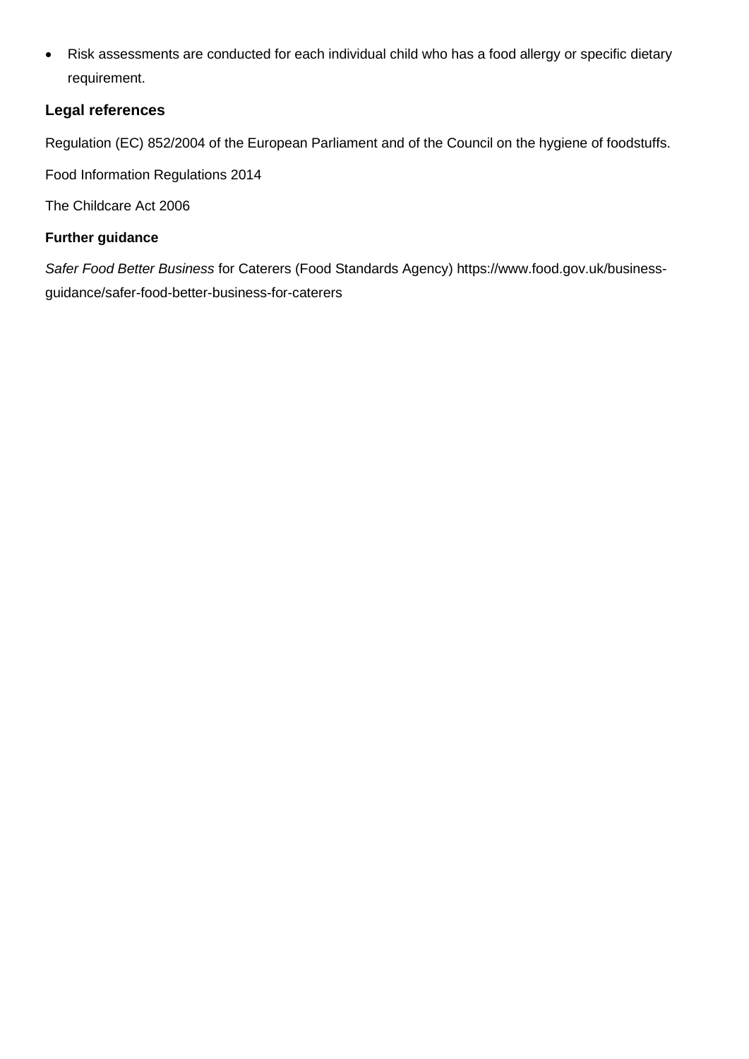- Risk assessments are conducted for each individual child who has a food allergy or specific dietary requirement.

### Legal references

Regulation (EC) 852/2004 of the European Parliament and of the Council on the hygiene of foodstuffs.

Food Information Regulations 2014

The Childcare Act 2006

**Further guidance**

*Safer Food Better Business* for Caterers (Food Standards Agency) https://www.food.gov.uk/business-guidance/safer-food-better-business-for-caterers